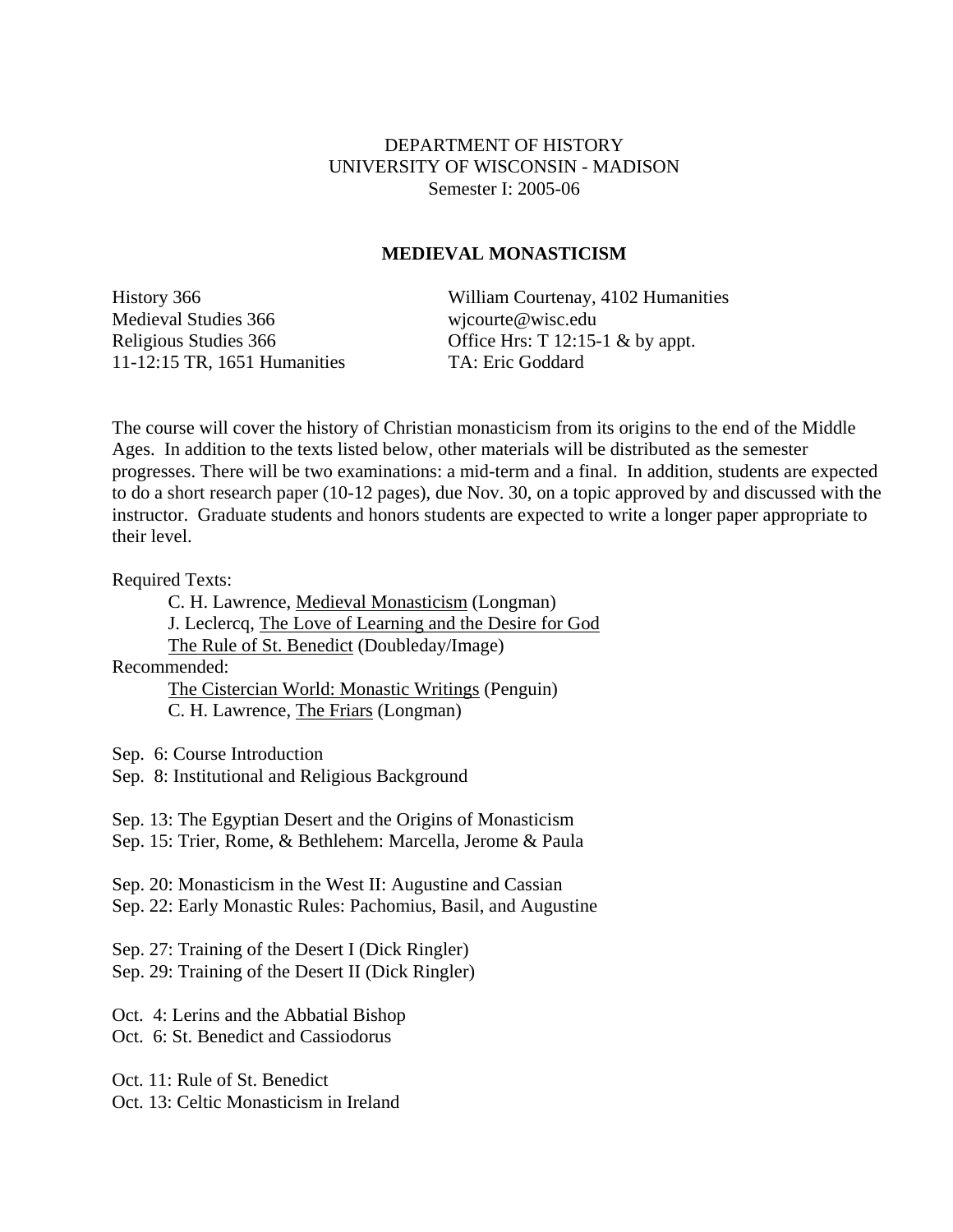DEPARTMENT OF HISTORY
UNIVERSITY OF WISCONSIN - MADISON
Semester I: 2005-06

# MEDIEVAL MONASTICISM

History 366
Medieval Studies 366
Religious Studies 366
11-12:15 TR, 1651 Humanities

William Courtenay, 4102 Humanities
wjcourte@wisc.edu
Office Hrs: T 12:15-1 & by appt.
TA: Eric Goddard

The course will cover the history of Christian monasticism from its origins to the end of the Middle Ages. In addition to the texts listed below, other materials will be distributed as the semester progresses. There will be two examinations: a mid-term and a final. In addition, students are expected to do a short research paper (10-12 pages), due Nov. 30, on a topic approved by and discussed with the instructor. Graduate students and honors students are expected to write a longer paper appropriate to their level.

Required Texts:

- C. H. Lawrence, Medieval Monasticism (Longman)
- J. Leclercq, The Love of Learning and the Desire for God
- The Rule of St. Benedict (Doubleday/Image)

Recommended:

- The Cistercian World: Monastic Writings (Penguin)
- C. H. Lawrence, The Friars (Longman)

Sep. 6: Course Introduction
Sep. 8: Institutional and Religious Background

Sep. 13: The Egyptian Desert and the Origins of Monasticism
Sep. 15: Trier, Rome, & Bethlehem: Marcella, Jerome & Paula

Sep. 20: Monasticism in the West II: Augustine and Cassian
Sep. 22: Early Monastic Rules: Pachomius, Basil, and Augustine

Sep. 27: Training of the Desert I (Dick Ringler)
Sep. 29: Training of the Desert II (Dick Ringler)

Oct. 4: Lerins and the Abbatial Bishop
Oct. 6: St. Benedict and Cassiodorus

Oct. 11: Rule of St. Benedict
Oct. 13: Celtic Monasticism in Ireland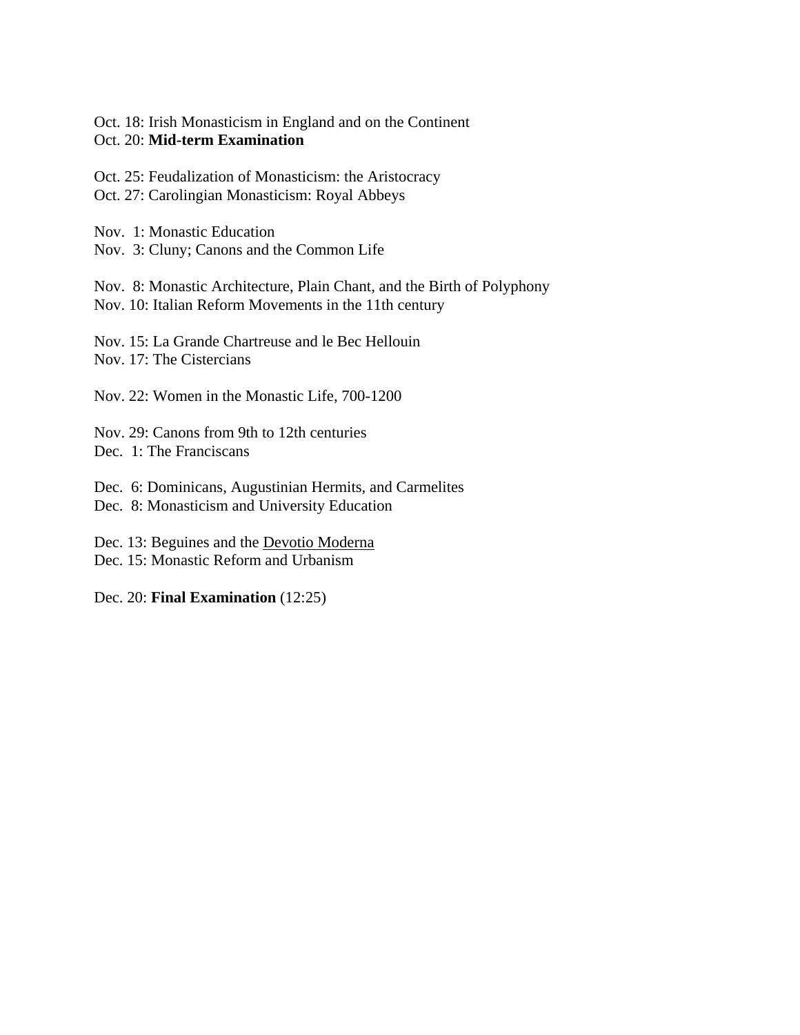Oct. 18: Irish Monasticism in England and on the Continent
Oct. 20: **Mid-term Examination**

Oct. 25: Feudalization of Monasticism: the Aristocracy
Oct. 27: Carolingian Monasticism: Royal Abbeys

Nov. 1: Monastic Education
Nov. 3: Cluny; Canons and the Common Life

Nov. 8: Monastic Architecture, Plain Chant, and the Birth of Polyphony
Nov. 10: Italian Reform Movements in the 11th century

Nov. 15: La Grande Chartreuse and le Bec Hellouin
Nov. 17: The Cistercians

Nov. 22: Women in the Monastic Life, 700-1200

Nov. 29: Canons from 9th to 12th centuries
Dec. 1: The Franciscans

Dec. 6: Dominicans, Augustinian Hermits, and Carmelites
Dec. 8: Monasticism and University Education

Dec. 13: Beguines and the <u>Devotio Moderna</u>
Dec. 15: Monastic Reform and Urbanism

Dec. 20: **Final Examination** (12:25)